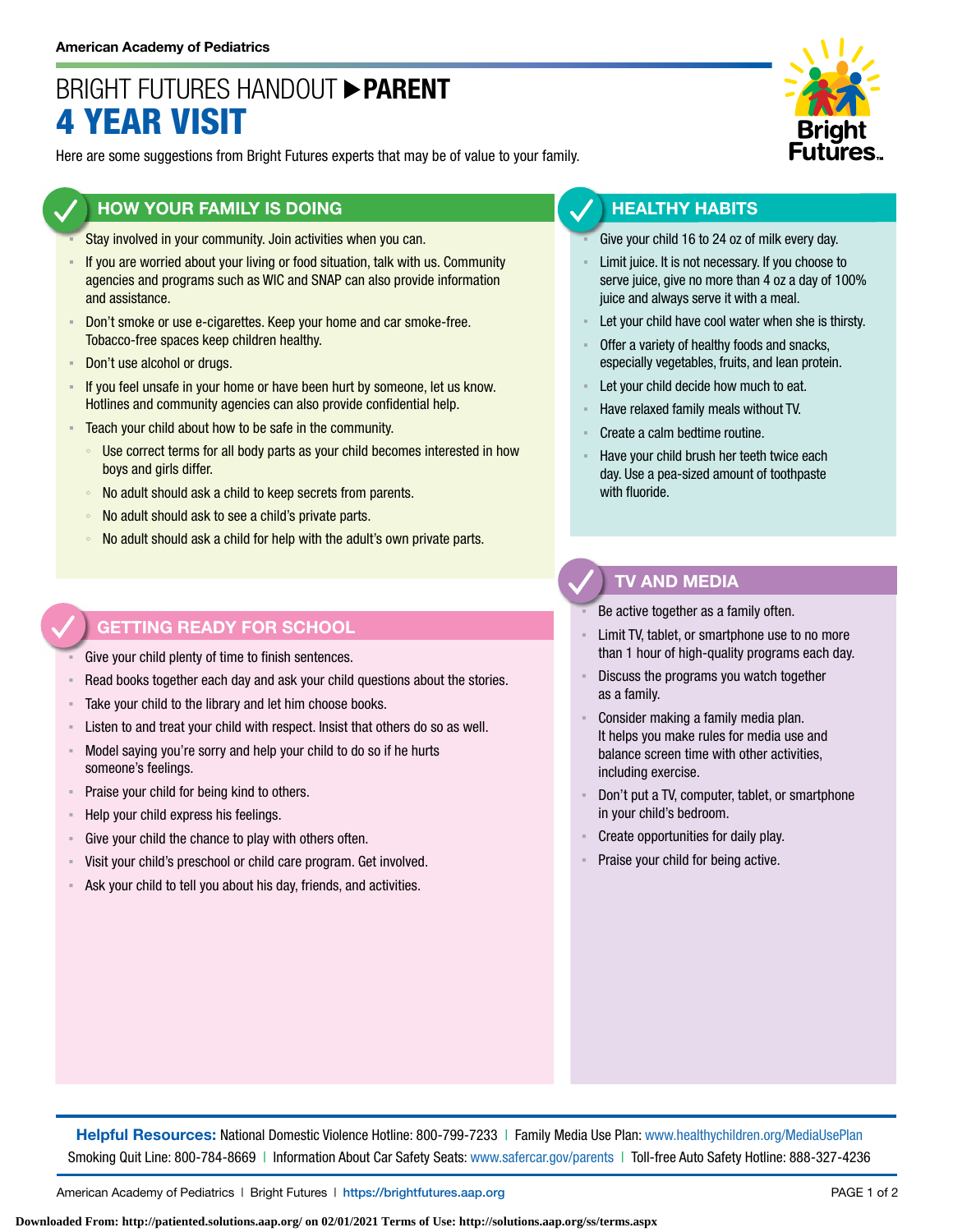American Academy of Pediatrics

# BRIGHT FUTURES HANDOUT ▶ PARENT

# 4 YEAR VISIT

Here are some suggestions from Bright Futures experts that may be of value to your family.

## HOW YOUR FAMILY IS DOING

- Stay involved in your community. Join activities when you can.
- If you are worried about your living or food situation, talk with us. Community agencies and programs such as WIC and SNAP can also provide information and assistance.
- Don't smoke or use e-cigarettes. Keep your home and car smoke-free. Tobacco-free spaces keep children healthy.
- Don't use alcohol or drugs.
- If you feel unsafe in your home or have been hurt by someone, let us know. Hotlines and community agencies can also provide confidential help.
- Teach your child about how to be safe in the community.
  - Use correct terms for all body parts as your child becomes interested in how boys and girls differ.
  - No adult should ask a child to keep secrets from parents.
  - No adult should ask to see a child's private parts.
  - No adult should ask a child for help with the adult's own private parts.

## GETTING READY FOR SCHOOL

- Give your child plenty of time to finish sentences.
- Read books together each day and ask your child questions about the stories.
- Take your child to the library and let him choose books.
- Listen to and treat your child with respect. Insist that others do so as well.
- Model saying you're sorry and help your child to do so if he hurts someone's feelings.
- Praise your child for being kind to others.
- Help your child express his feelings.
- Give your child the chance to play with others often.
- Visit your child's preschool or child care program. Get involved.
- Ask your child to tell you about his day, friends, and activities.

## HEALTHY HABITS

- Give your child 16 to 24 oz of milk every day.
- Limit juice. It is not necessary. If you choose to serve juice, give no more than 4 oz a day of 100% juice and always serve it with a meal.
- Let your child have cool water when she is thirsty.
- Offer a variety of healthy foods and snacks, especially vegetables, fruits, and lean protein.
- Let your child decide how much to eat.
- Have relaxed family meals without TV.
- Create a calm bedtime routine.
- Have your child brush her teeth twice each day. Use a pea-sized amount of toothpaste with fluoride.

## TV AND MEDIA

- Be active together as a family often.
- Limit TV, tablet, or smartphone use to no more than 1 hour of high-quality programs each day.
- Discuss the programs you watch together as a family.
- Consider making a family media plan. It helps you make rules for media use and balance screen time with other activities, including exercise.
- Don't put a TV, computer, tablet, or smartphone in your child's bedroom.
- Create opportunities for daily play.
- Praise your child for being active.

**Helpful Resources:** National Domestic Violence Hotline: 800-799-7233 | Family Media Use Plan: www.healthychildren.org/MediaUsePlan
Smoking Quit Line: 800-784-8669 | Information About Car Safety Seats: www.safercar.gov/parents | Toll-free Auto Safety Hotline: 888-327-4236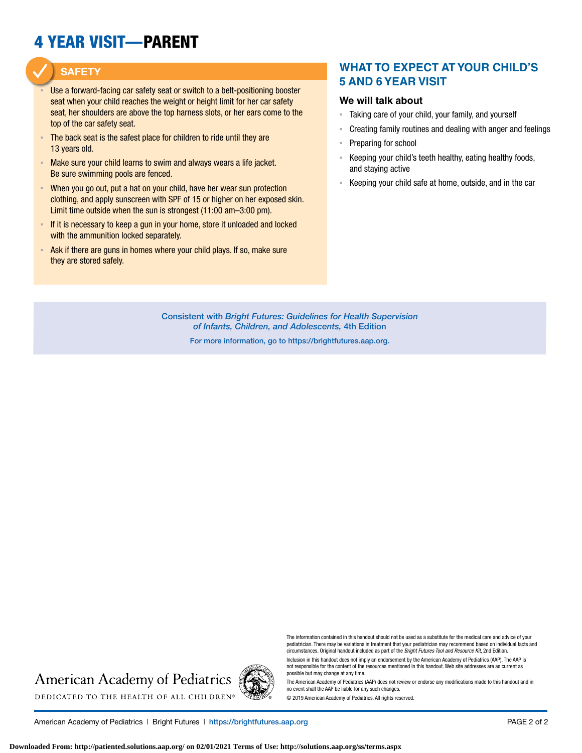# 4 YEAR VISIT—PARENT

## SAFETY

- Use a forward-facing car safety seat or switch to a belt-positioning booster seat when your child reaches the weight or height limit for her car safety seat, her shoulders are above the top harness slots, or her ears come to the top of the car safety seat.
- The back seat is the safest place for children to ride until they are 13 years old.
- Make sure your child learns to swim and always wears a life jacket. Be sure swimming pools are fenced.
- When you go out, put a hat on your child, have her wear sun protection clothing, and apply sunscreen with SPF of 15 or higher on her exposed skin. Limit time outside when the sun is strongest (11:00 am–3:00 pm).
- If it is necessary to keep a gun in your home, store it unloaded and locked with the ammunition locked separately.
- Ask if there are guns in homes where your child plays. If so, make sure they are stored safely.

## WHAT TO EXPECT AT YOUR CHILD'S 5 AND 6 YEAR VISIT

### We will talk about

- Taking care of your child, your family, and yourself
- Creating family routines and dealing with anger and feelings
- Preparing for school
- Keeping your child's teeth healthy, eating healthy foods, and staying active
- Keeping your child safe at home, outside, and in the car

Consistent with *Bright Futures: Guidelines for Health Supervision of Infants, Children, and Adolescents,* 4th Edition

For more information, go to https://brightfutures.aap.org.

American Academy of Pediatrics

DEDICATED TO THE HEALTH OF ALL CHILDREN®

The information contained in this handout should not be used as a substitute for the medical care and advice of your pediatrician. There may be variations in treatment that your pediatrician may recommend based on individual facts and circumstances. Original handout included as part of the *Bright Futures Tool and Resource Kit,* 2nd Edition.

Inclusion in this handout does not imply an endorsement by the American Academy of Pediatrics (AAP). The AAP is not responsible for the content of the resources mentioned in this handout. Web site addresses are as current as possible but may change at any time.

The American Academy of Pediatrics (AAP) does not review or endorse any modifications made to this handout and in no event shall the AAP be liable for any such changes.

© 2019 American Academy of Pediatrics. All rights reserved.